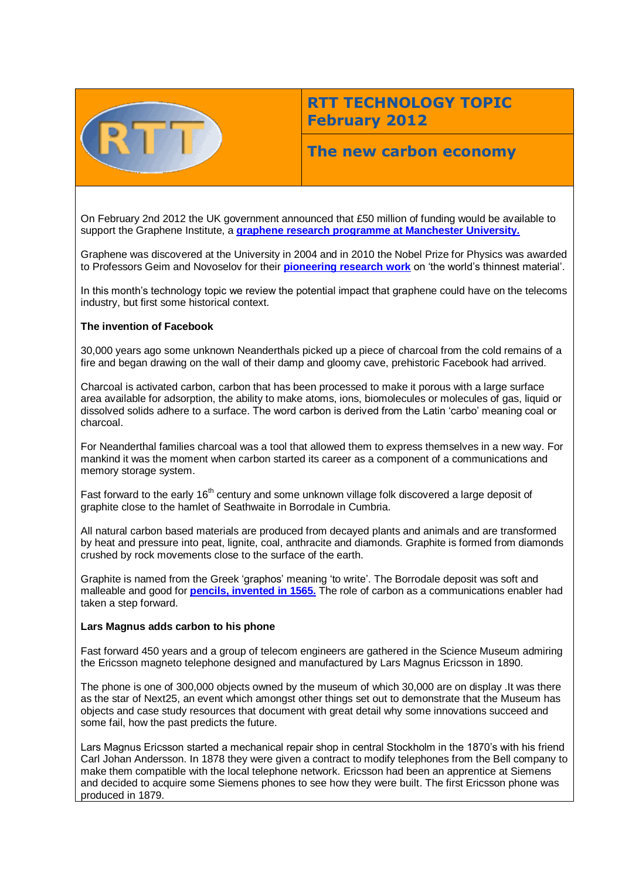# RTT TECHNOLOGY TOPIC February 2012

## The new carbon economy

On February 2nd 2012 the UK government announced that £50 million of funding would be available to support the Graphene Institute, a **graphene research programme at Manchester University.**

Graphene was discovered at the University in 2004 and in 2010 the Nobel Prize for Physics was awarded to Professors Geim and Novoselov for their **pioneering research work** on 'the world's thinnest material'.

In this month's technology topic we review the potential impact that graphene could have on the telecoms industry, but first some historical context.

**The invention of Facebook**

30,000 years ago some unknown Neanderthals picked up a piece of charcoal from the cold remains of a fire and began drawing on the wall of their damp and gloomy cave, prehistoric Facebook had arrived.

Charcoal is activated carbon, carbon that has been processed to make it porous with a large surface area available for adsorption, the ability to make atoms, ions, biomolecules or molecules of gas, liquid or dissolved solids adhere to a surface. The word carbon is derived from the Latin 'carbo' meaning coal or charcoal.

For Neanderthal families charcoal was a tool that allowed them to express themselves in a new way. For mankind it was the moment when carbon started its career as a component of a communications and memory storage system.

Fast forward to the early 16th century and some unknown village folk discovered a large deposit of graphite close to the hamlet of Seathwaite in Borrodale in Cumbria.

All natural carbon based materials are produced from decayed plants and animals and are transformed by heat and pressure into peat, lignite, coal, anthracite and diamonds. Graphite is formed from diamonds crushed by rock movements close to the surface of the earth.

Graphite is named from the Greek 'graphos' meaning 'to write'. The Borrodale deposit was soft and malleable and good for **pencils, invented in 1565.** The role of carbon as a communications enabler had taken a step forward.

**Lars Magnus adds carbon to his phone**

Fast forward 450 years and a group of telecom engineers are gathered in the Science Museum admiring the Ericsson magneto telephone designed and manufactured by Lars Magnus Ericsson in 1890.

The phone is one of 300,000 objects owned by the museum of which 30,000 are on display .It was there as the star of Next25, an event which amongst other things set out to demonstrate that the Museum has objects and case study resources that document with great detail why some innovations succeed and some fail, how the past predicts the future.

Lars Magnus Ericsson started a mechanical repair shop in central Stockholm in the 1870's with his friend Carl Johan Andersson. In 1878 they were given a contract to modify telephones from the Bell company to make them compatible with the local telephone network. Ericsson had been an apprentice at Siemens and decided to acquire some Siemens phones to see how they were built. The first Ericsson phone was produced in 1879.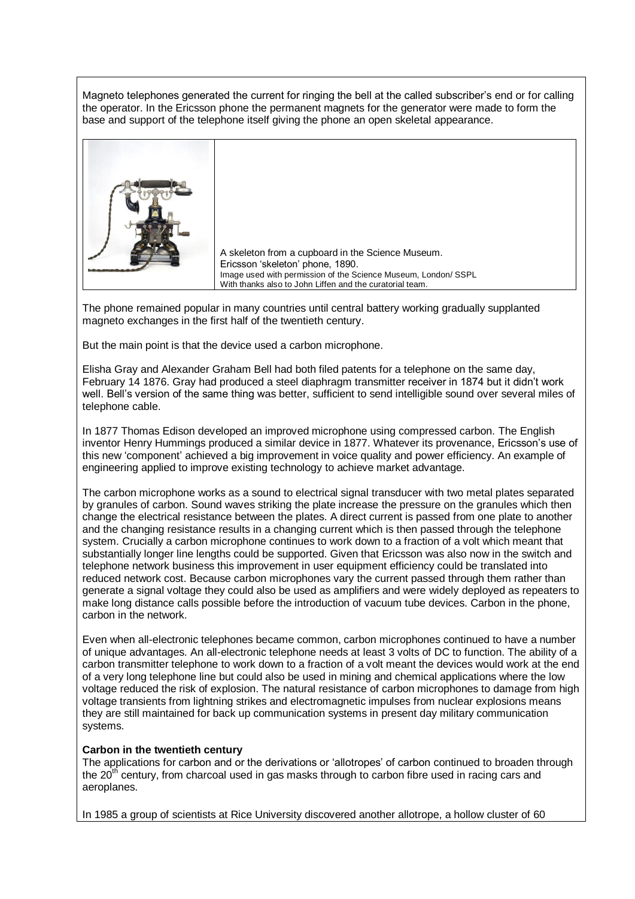Magneto telephones generated the current for ringing the bell at the called subscriber's end or for calling the operator. In the Ericsson phone the permanent magnets for the generator were made to form the base and support of the telephone itself giving the phone an open skeletal appearance.

A skeleton from a cupboard in the Science Museum.
Ericsson 'skeleton' phone, 1890.
Image used with permission of the Science Museum, London/ SSPL
With thanks also to John Liffen and the curatorial team.

The phone remained popular in many countries until central battery working gradually supplanted magneto exchanges in the first half of the twentieth century.

But the main point is that the device used a carbon microphone.

Elisha Gray and Alexander Graham Bell had both filed patents for a telephone on the same day, February 14 1876. Gray had produced a steel diaphragm transmitter receiver in 1874 but it didn't work well. Bell's version of the same thing was better, sufficient to send intelligible sound over several miles of telephone cable.

In 1877 Thomas Edison developed an improved microphone using compressed carbon. The English inventor Henry Hummings produced a similar device in 1877. Whatever its provenance, Ericsson's use of this new 'component' achieved a big improvement in voice quality and power efficiency. An example of engineering applied to improve existing technology to achieve market advantage.

The carbon microphone works as a sound to electrical signal transducer with two metal plates separated by granules of carbon. Sound waves striking the plate increase the pressure on the granules which then change the electrical resistance between the plates. A direct current is passed from one plate to another and the changing resistance results in a changing current which is then passed through the telephone system. Crucially a carbon microphone continues to work down to a fraction of a volt which meant that substantially longer line lengths could be supported. Given that Ericsson was also now in the switch and telephone network business this improvement in user equipment efficiency could be translated into reduced network cost. Because carbon microphones vary the current passed through them rather than generate a signal voltage they could also be used as amplifiers and were widely deployed as repeaters to make long distance calls possible before the introduction of vacuum tube devices. Carbon in the phone, carbon in the network.

Even when all-electronic telephones became common, carbon microphones continued to have a number of unique advantages. An all-electronic telephone needs at least 3 volts of DC to function. The ability of a carbon transmitter telephone to work down to a fraction of a volt meant the devices would work at the end of a very long telephone line but could also be used in mining and chemical applications where the low voltage reduced the risk of explosion. The natural resistance of carbon microphones to damage from high voltage transients from lightning strikes and electromagnetic impulses from nuclear explosions means they are still maintained for back up communication systems in present day military communication systems.

**Carbon in the twentieth century**

The applications for carbon and or the derivations or 'allotropes' of carbon continued to broaden through the 20th century, from charcoal used in gas masks through to carbon fibre used in racing cars and aeroplanes.

In 1985 a group of scientists at Rice University discovered another allotrope, a hollow cluster of 60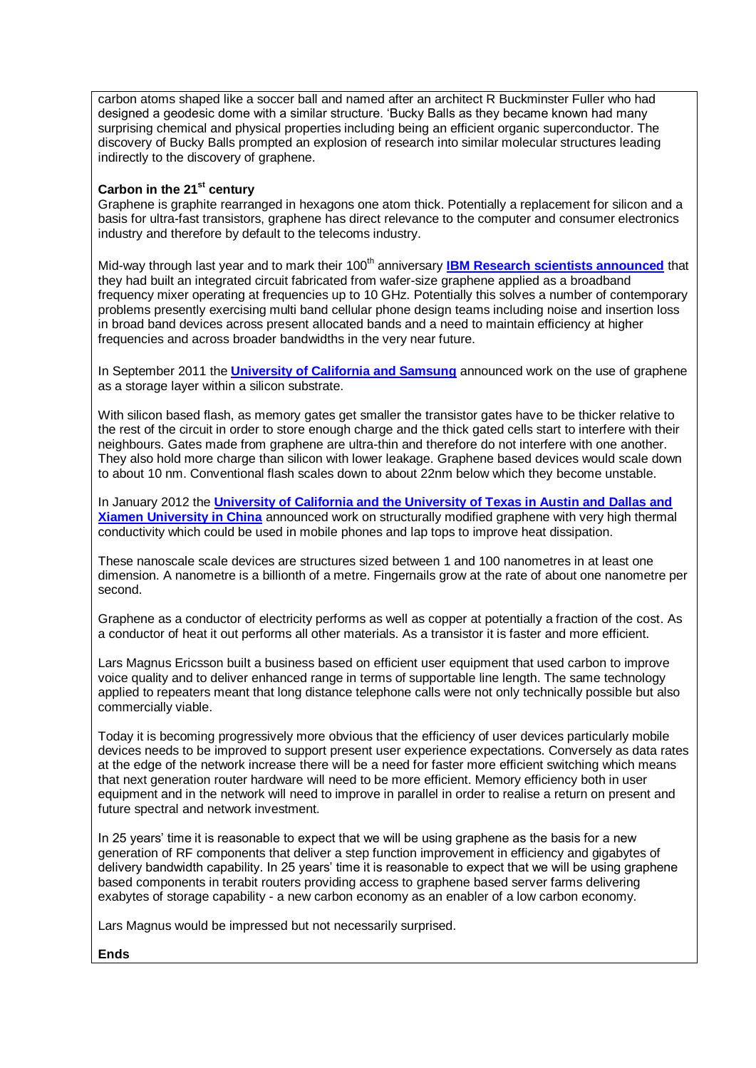carbon atoms shaped like a soccer ball and named after an architect R Buckminster Fuller who had designed a geodesic dome with a similar structure. 'Bucky Balls as they became known had many surprising chemical and physical properties including being an efficient organic superconductor. The discovery of Bucky Balls prompted an explosion of research into similar molecular structures leading indirectly to the discovery of graphene.

**Carbon in the 21st century**

Graphene is graphite rearranged in hexagons one atom thick. Potentially a replacement for silicon and a basis for ultra-fast transistors, graphene has direct relevance to the computer and consumer electronics industry and therefore by default to the telecoms industry.

Mid-way through last year and to mark their 100th anniversary **IBM Research scientists announced** that they had built an integrated circuit fabricated from wafer-size graphene applied as a broadband frequency mixer operating at frequencies up to 10 GHz. Potentially this solves a number of contemporary problems presently exercising multi band cellular phone design teams including noise and insertion loss in broad band devices across present allocated bands and a need to maintain efficiency at higher frequencies and across broader bandwidths in the very near future.

In September 2011 the **University of California and Samsung** announced work on the use of graphene as a storage layer within a silicon substrate.

With silicon based flash, as memory gates get smaller the transistor gates have to be thicker relative to the rest of the circuit in order to store enough charge and the thick gated cells start to interfere with their neighbours. Gates made from graphene are ultra-thin and therefore do not interfere with one another. They also hold more charge than silicon with lower leakage. Graphene based devices would scale down to about 10 nm. Conventional flash scales down to about 22nm below which they become unstable.

In January 2012 the **University of California and the University of Texas in Austin and Dallas and Xiamen University in China** announced work on structurally modified graphene with very high thermal conductivity which could be used in mobile phones and lap tops to improve heat dissipation.

These nanoscale scale devices are structures sized between 1 and 100 nanometres in at least one dimension. A nanometre is a billionth of a metre. Fingernails grow at the rate of about one nanometre per second.

Graphene as a conductor of electricity performs as well as copper at potentially a fraction of the cost. As a conductor of heat it out performs all other materials. As a transistor it is faster and more efficient.

Lars Magnus Ericsson built a business based on efficient user equipment that used carbon to improve voice quality and to deliver enhanced range in terms of supportable line length. The same technology applied to repeaters meant that long distance telephone calls were not only technically possible but also commercially viable.

Today it is becoming progressively more obvious that the efficiency of user devices particularly mobile devices needs to be improved to support present user experience expectations. Conversely as data rates at the edge of the network increase there will be a need for faster more efficient switching which means that next generation router hardware will need to be more efficient. Memory efficiency both in user equipment and in the network will need to improve in parallel in order to realise a return on present and future spectral and network investment.

In 25 years' time it is reasonable to expect that we will be using graphene as the basis for a new generation of RF components that deliver a step function improvement in efficiency and gigabytes of delivery bandwidth capability. In 25 years' time it is reasonable to expect that we will be using graphene based components in terabit routers providing access to graphene based server farms delivering exabytes of storage capability - a new carbon economy as an enabler of a low carbon economy.

Lars Magnus would be impressed but not necessarily surprised.

**Ends**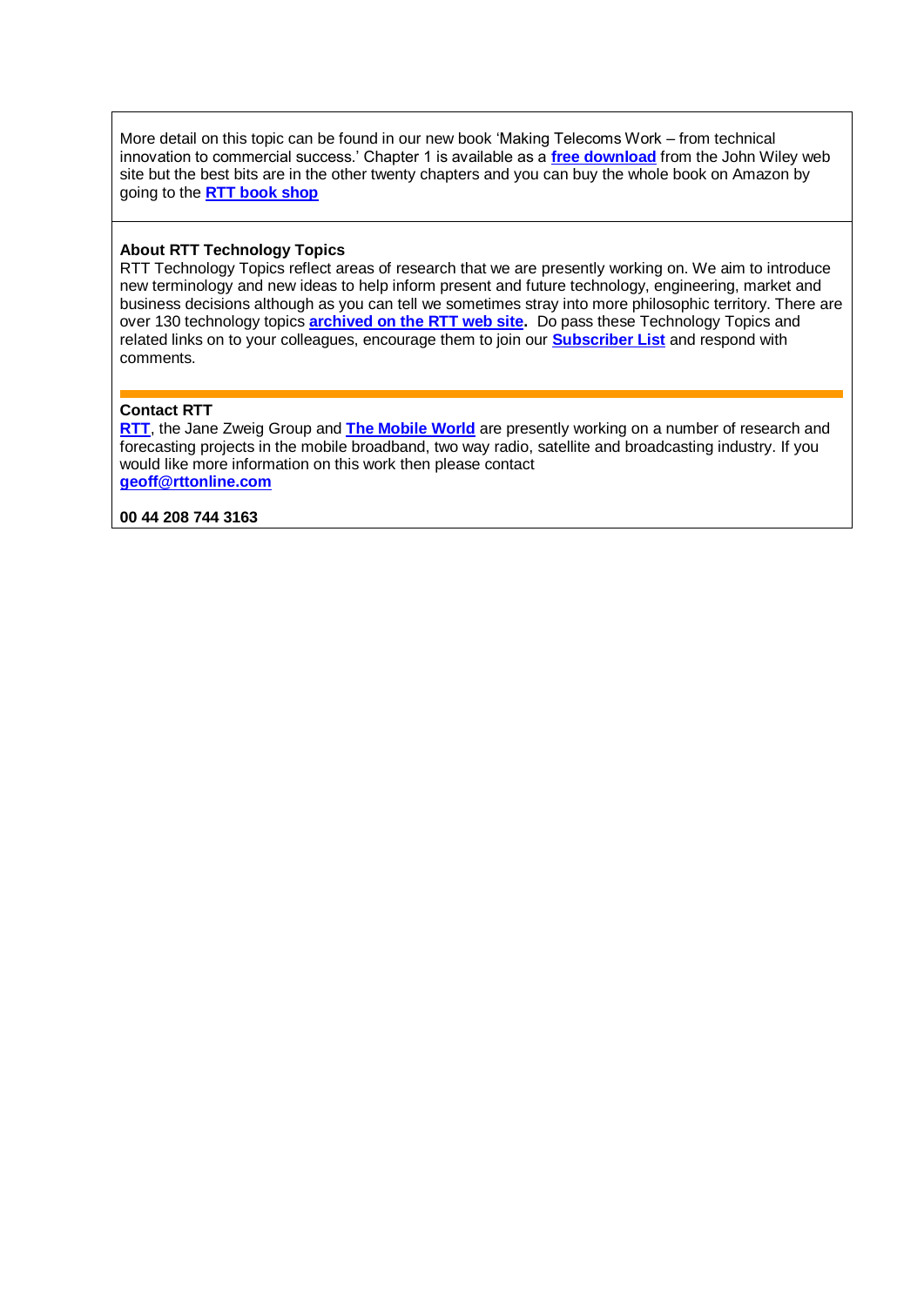More detail on this topic can be found in our new book 'Making Telecoms Work – from technical innovation to commercial success.' Chapter 1 is available as a **free download** from the John Wiley web site but the best bits are in the other twenty chapters and you can buy the whole book on Amazon by going to the **RTT book shop**

**About RTT Technology Topics**

RTT Technology Topics reflect areas of research that we are presently working on. We aim to introduce new terminology and new ideas to help inform present and future technology, engineering, market and business decisions although as you can tell we sometimes stray into more philosophic territory. There are over 130 technology topics **archived on the RTT web site.** Do pass these Technology Topics and related links on to your colleagues, encourage them to join our **Subscriber List** and respond with comments.

**Contact RTT**

**RTT**, the Jane Zweig Group and **The Mobile World** are presently working on a number of research and forecasting projects in the mobile broadband, two way radio, satellite and broadcasting industry. If you would like more information on this work then please contact

**geoff@rttonline.com**

**00 44 208 744 3163**